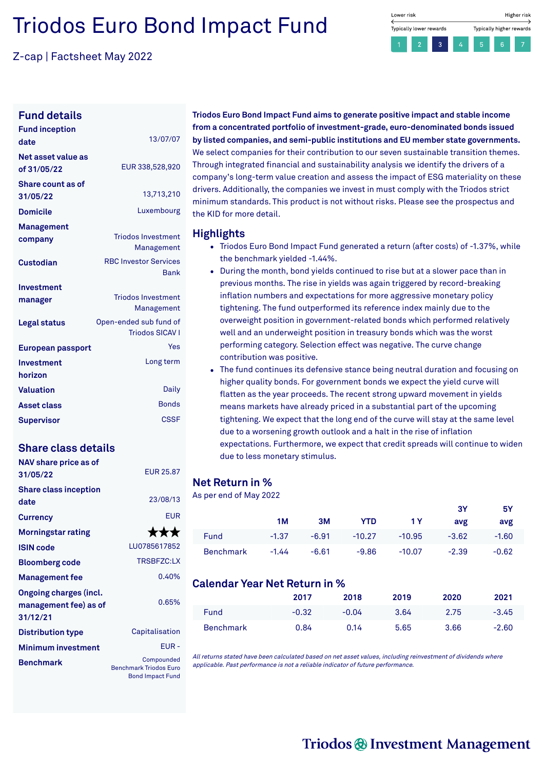# Triodos Euro Bond Impact Fund

Z-cap | Factsheet May 2022

Lower risk — Higher risk
Typically lower rewards — Typically higher rewards

1 2 **3** 4 5 6 7

## Fund details

| | |
|---|---|
| **Fund inception date** | 13/07/07 |
| **Net asset value as of 31/05/22** | EUR 338,528,920 |
| **Share count as of 31/05/22** | 13,713,210 |
| **Domicile** | Luxembourg |
| **Management company** | Triodos Investment Management |
| **Custodian** | RBC Investor Services Bank |
| **Investment manager** | Triodos Investment Management |
| **Legal status** | Open-ended sub fund of Triodos SICAV I |
| **European passport** | Yes |
| **Investment horizon** | Long term |
| **Valuation** | Daily |
| **Asset class** | Bonds |
| **Supervisor** | CSSF |

## Share class details

| | |
|---|---|
| **NAV share price as of 31/05/22** | EUR 25.87 |
| **Share class inception date** | 23/08/13 |
| **Currency** | EUR |
| **Morningstar rating** | ★★★ |
| **ISIN code** | LU0785617852 |
| **Bloomberg code** | TRSBFZC:LX |
| **Management fee** | 0.40% |
| **Ongoing charges (incl. management fee) as of 31/12/21** | 0.65% |
| **Distribution type** | Capitalisation |
| **Minimum investment** | EUR - |
| **Benchmark** | Compounded Benchmark Triodos Euro Bond Impact Fund |

**Triodos Euro Bond Impact Fund aims to generate positive impact and stable income from a concentrated portfolio of investment-grade, euro-denominated bonds issued by listed companies, and semi-public institutions and EU member state governments.** We select companies for their contribution to our seven sustainable transition themes. Through integrated financial and sustainability analysis we identify the drivers of a company's long-term value creation and assess the impact of ESG materiality on these drivers. Additionally, the companies we invest in must comply with the Triodos strict minimum standards. This product is not without risks. Please see the prospectus and the KID for more detail.

## Highlights

- Triodos Euro Bond Impact Fund generated a return (after costs) of -1.37%, while the benchmark yielded -1.44%.
- During the month, bond yields continued to rise but at a slower pace than in previous months. The rise in yields was again triggered by record-breaking inflation numbers and expectations for more aggressive monetary policy tightening. The fund outperformed its reference index mainly due to the overweight position in government-related bonds which performed relatively well and an underweight position in treasury bonds which was the worst performing category. Selection effect was negative. The curve change contribution was positive.
- The fund continues its defensive stance being neutral duration and focusing on higher quality bonds. For government bonds we expect the yield curve will flatten as the year proceeds. The recent strong upward movement in yields means markets have already priced in a substantial part of the upcoming tightening. We expect that the long end of the curve will stay at the same level due to a worsening growth outlook and a halt in the rise of inflation expectations. Furthermore, we expect that credit spreads will continue to widen due to less monetary stimulus.

## Net Return in %

As per end of May 2022

| | 1M | 3M | YTD | 1 Y | 3Y avg | 5Y avg |
|---|---|---|---|---|---|---|
| Fund | -1.37 | -6.91 | -10.27 | -10.95 | -3.62 | -1.60 |
| Benchmark | -1.44 | -6.61 | -9.86 | -10.07 | -2.39 | -0.62 |

## Calendar Year Net Return in %

| | 2017 | 2018 | 2019 | 2020 | 2021 |
|---|---|---|---|---|---|
| Fund | -0.32 | -0.04 | 3.64 | 2.75 | -3.45 |
| Benchmark | 0.84 | 0.14 | 5.65 | 3.66 | -2.60 |

*All returns stated have been calculated based on net asset values, including reinvestment of dividends where applicable. Past performance is not a reliable indicator of future performance.*

Triodos Investment Management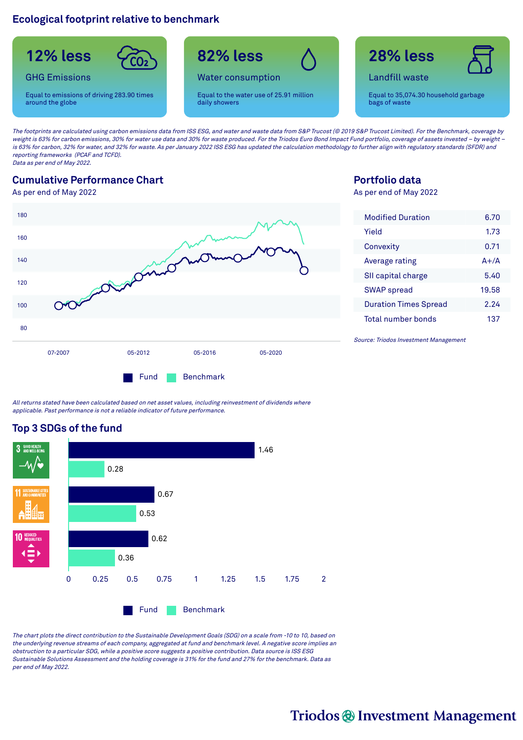## Ecological footprint relative to benchmark

**12% less**
GHG Emissions
Equal to emissions of driving 283.90 times around the globe

**82% less**
Water consumption
Equal to the water use of 25.91 million daily showers

**28% less**
Landfill waste
Equal to 35,074.30 household garbage bags of waste

*The footprints are calculated using carbon emissions data from ISS ESG, and water and waste data from S&P Trucost (© 2019 S&P Trucost Limited). For the Benchmark, coverage by weight is 63% for carbon emissions, 30% for water use data and 30% for waste produced. For the Triodos Euro Bond Impact Fund portfolio, coverage of assets invested – by weight – is 63% for carbon, 32% for water, and 32% for waste. As per January 2022 ISS ESG has updated the calculation methodology to further align with regulatory standards (SFDR) and reporting frameworks (PCAF and TCFD).*
*Data as per end of May 2022.*

## Cumulative Performance Chart

As per end of May 2022

Fund | Benchmark

*All returns stated have been calculated based on net asset values, including reinvestment of dividends where applicable. Past performance is not a reliable indicator of future performance.*

## Portfolio data

As per end of May 2022

| | |
|---|---|
| Modified Duration | 6.70 |
| Yield | 1.73 |
| Convexity | 0.71 |
| Average rating | A+/A |
| SII capital charge | 5.40 |
| SWAP spread | 19.58 |
| Duration Times Spread | 2.24 |
| Total number bonds | 137 |

*Source: Triodos Investment Management*

## Top 3 SDGs of the fund

| SDG | Fund | Benchmark |
|---|---|---|
| 3 Good health and well-being | 1.46 | 0.28 |
| 11 Sustainable cities and communities | 0.67 | 0.53 |
| 10 Reduced inequalities | 0.62 | 0.36 |

*The chart plots the direct contribution to the Sustainable Development Goals (SDG) on a scale from -10 to 10, based on the underlying revenue streams of each company, aggregated at fund and benchmark level. A negative score implies an obstruction to a particular SDG, while a positive score suggests a positive contribution. Data source is ISS ESG Sustainable Solutions Assessment and the holding coverage is 31% for the fund and 27% for the benchmark. Data as per end of May 2022.*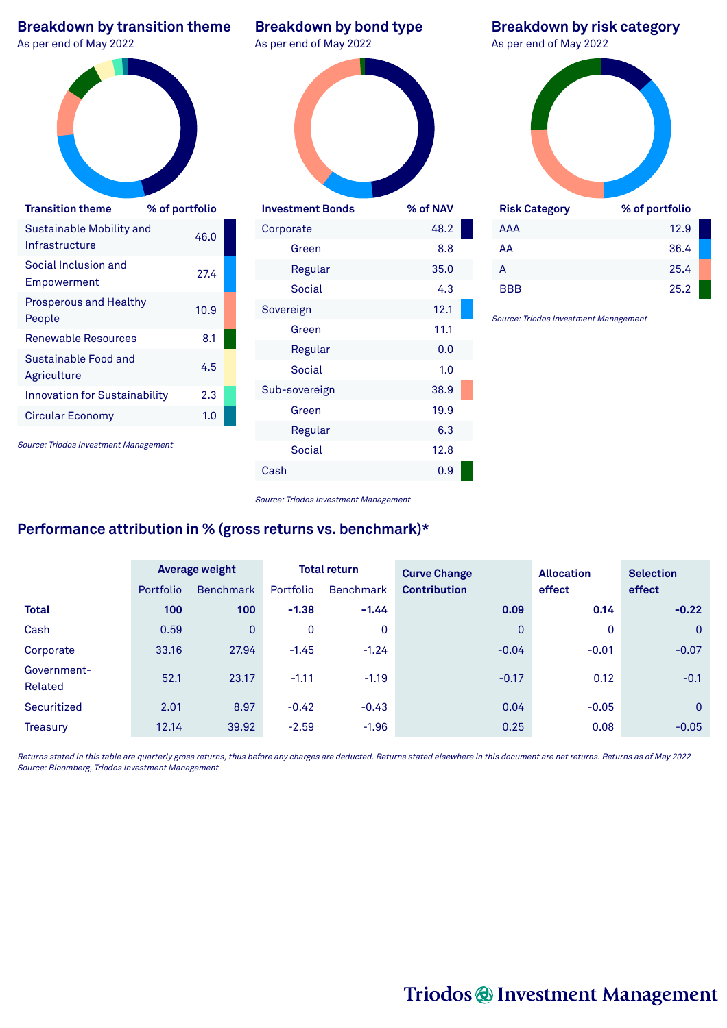## Breakdown by transition theme

As per end of May 2022

| Transition theme | % of portfolio |
|---|---|
| Sustainable Mobility and Infrastructure | 46.0 |
| Social Inclusion and Empowerment | 27.4 |
| Prosperous and Healthy People | 10.9 |
| Renewable Resources | 8.1 |
| Sustainable Food and Agriculture | 4.5 |
| Innovation for Sustainability | 2.3 |
| Circular Economy | 1.0 |

*Source: Triodos Investment Management*

## Breakdown by bond type

As per end of May 2022

| Investment Bonds | % of NAV |
|---|---|
| Corporate | 48.2 |
| Green | 8.8 |
| Regular | 35.0 |
| Social | 4.3 |
| Sovereign | 12.1 |
| Green | 11.1 |
| Regular | 0.0 |
| Social | 1.0 |
| Sub-sovereign | 38.9 |
| Green | 19.9 |
| Regular | 6.3 |
| Social | 12.8 |
| Cash | 0.9 |

*Source: Triodos Investment Management*

## Breakdown by risk category

As per end of May 2022

| Risk Category | % of portfolio |
|---|---|
| AAA | 12.9 |
| AA | 36.4 |
| A | 25.4 |
| BBB | 25.2 |

*Source: Triodos Investment Management*

## Performance attribution in % (gross returns vs. benchmark)*

| | Average weight | | Total return | | Curve Change Contribution | Allocation effect | Selection effect |
|---|---|---|---|---|---|---|---|
| | Portfolio | Benchmark | Portfolio | Benchmark | | | |
| **Total** | **100** | **100** | **-1.38** | **-1.44** | **0.09** | **0.14** | **-0.22** |
| Cash | 0.59 | 0 | 0 | 0 | 0 | 0 | 0 |
| Corporate | 33.16 | 27.94 | -1.45 | -1.24 | -0.04 | -0.01 | -0.07 |
| Government-Related | 52.1 | 23.17 | -1.11 | -1.19 | -0.17 | 0.12 | -0.1 |
| Securitized | 2.01 | 8.97 | -0.42 | -0.43 | 0.04 | -0.05 | 0 |
| Treasury | 12.14 | 39.92 | -2.59 | -1.96 | 0.25 | 0.08 | -0.05 |

*Returns stated in this table are quarterly gross returns, thus before any charges are deducted. Returns stated elsewhere in this document are net returns. Returns as of May 2022*
*Source: Bloomberg, Triodos Investment Management*

Triodos Investment Management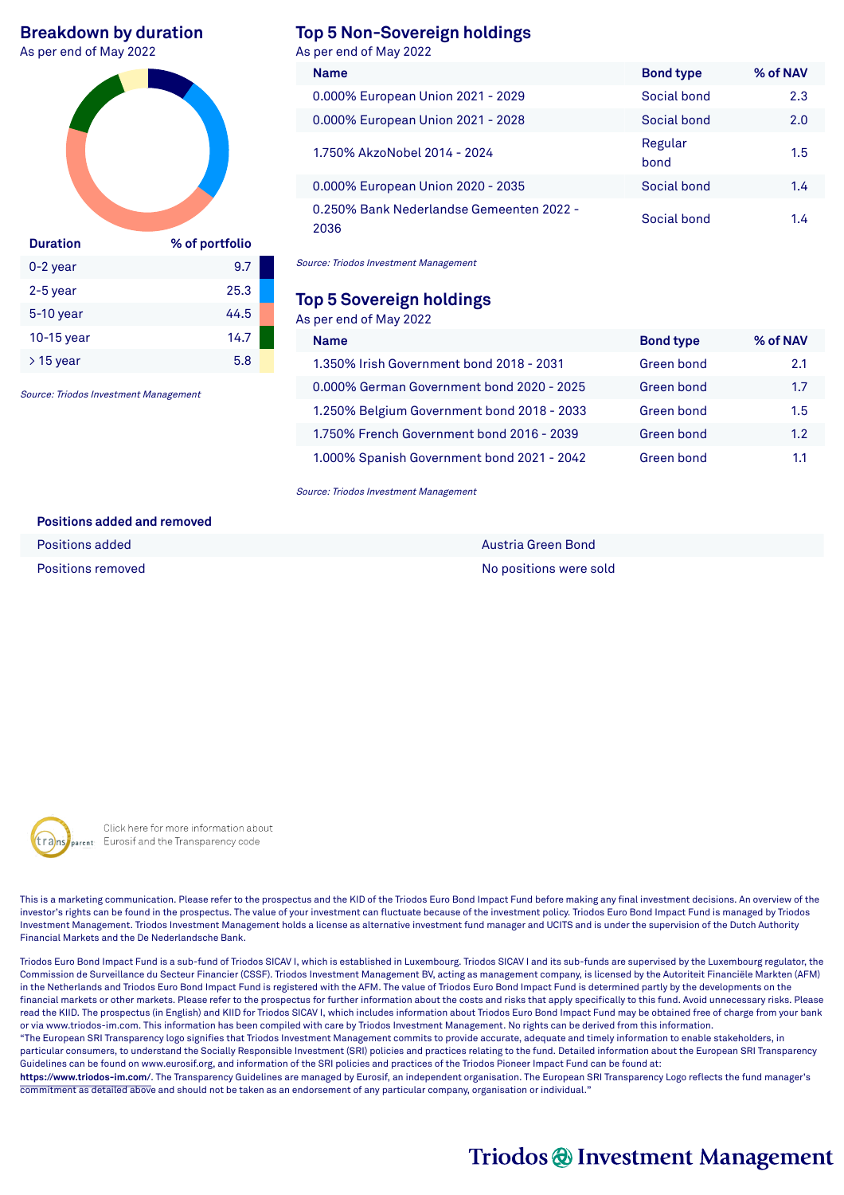## Breakdown by duration

As per end of May 2022

| Duration | % of portfolio |
|---|---|
| 0-2 year | 9.7 |
| 2-5 year | 25.3 |
| 5-10 year | 44.5 |
| 10-15 year | 14.7 |
| > 15 year | 5.8 |

*Source: Triodos Investment Management*

## Top 5 Non-Sovereign holdings

As per end of May 2022

| Name | Bond type | % of NAV |
|---|---|---|
| 0.000% European Union 2021 - 2029 | Social bond | 2.3 |
| 0.000% European Union 2021 - 2028 | Social bond | 2.0 |
| 1.750% AkzoNobel 2014 - 2024 | Regular bond | 1.5 |
| 0.000% European Union 2020 - 2035 | Social bond | 1.4 |
| 0.250% Bank Nederlandse Gemeenten 2022 - 2036 | Social bond | 1.4 |

*Source: Triodos Investment Management*

## Top 5 Sovereign holdings

As per end of May 2022

| Name | Bond type | % of NAV |
|---|---|---|
| 1.350% Irish Government bond 2018 - 2031 | Green bond | 2.1 |
| 0.000% German Government bond 2020 - 2025 | Green bond | 1.7 |
| 1.250% Belgium Government bond 2018 - 2033 | Green bond | 1.5 |
| 1.750% French Government bond 2016 - 2039 | Green bond | 1.2 |
| 1.000% Spanish Government bond 2021 - 2042 | Green bond | 1.1 |

*Source: Triodos Investment Management*

**Positions added and removed**

| | |
|---|---|
| Positions added | Austria Green Bond |
| Positions removed | No positions were sold |

Click here for more information about Eurosif and the Transparency code

This is a marketing communication. Please refer to the prospectus and the KID of the Triodos Euro Bond Impact Fund before making any final investment decisions. An overview of the investor's rights can be found in the prospectus. The value of your investment can fluctuate because of the investment policy. Triodos Euro Bond Impact Fund is managed by Triodos Investment Management. Triodos Investment Management holds a license as alternative investment fund manager and UCITS and is under the supervision of the Dutch Authority Financial Markets and the De Nederlandsche Bank.

Triodos Euro Bond Impact Fund is a sub-fund of Triodos SICAV I, which is established in Luxembourg. Triodos SICAV I and its sub-funds are supervised by the Luxembourg regulator, the Commission de Surveillance du Secteur Financier (CSSF). Triodos Investment Management BV, acting as management company, is licensed by the Autoriteit Financiële Markten (AFM) in the Netherlands and Triodos Euro Bond Impact Fund is registered with the AFM. The value of Triodos Euro Bond Impact Fund is determined partly by the developments on the financial markets or other markets. Please refer to the prospectus for further information about the costs and risks that apply specifically to this fund. Avoid unnecessary risks. Please read the KIID. The prospectus (in English) and KIID for Triodos SICAV I, which includes information about Triodos Euro Bond Impact Fund may be obtained free of charge from your bank or via www.triodos-im.com. This information has been compiled with care by Triodos Investment Management. No rights can be derived from this information.
"The European SRI Transparency logo signifies that Triodos Investment Management commits to provide accurate, adequate and timely information to enable stakeholders, in particular consumers, to understand the Socially Responsible Investment (SRI) policies and practices relating to the fund. Detailed information about the European SRI Transparency Guidelines can be found on www.eurosif.org, and information of the SRI policies and practices of the Triodos Pioneer Impact Fund can be found at: **https://www.triodos-im.com/**. The Transparency Guidelines are managed by Eurosif, an independent organisation. The European SRI Transparency Logo reflects the fund manager's commitment as detailed above and should not be taken as an endorsement of any particular company, organisation or individual."

Triodos Investment Management